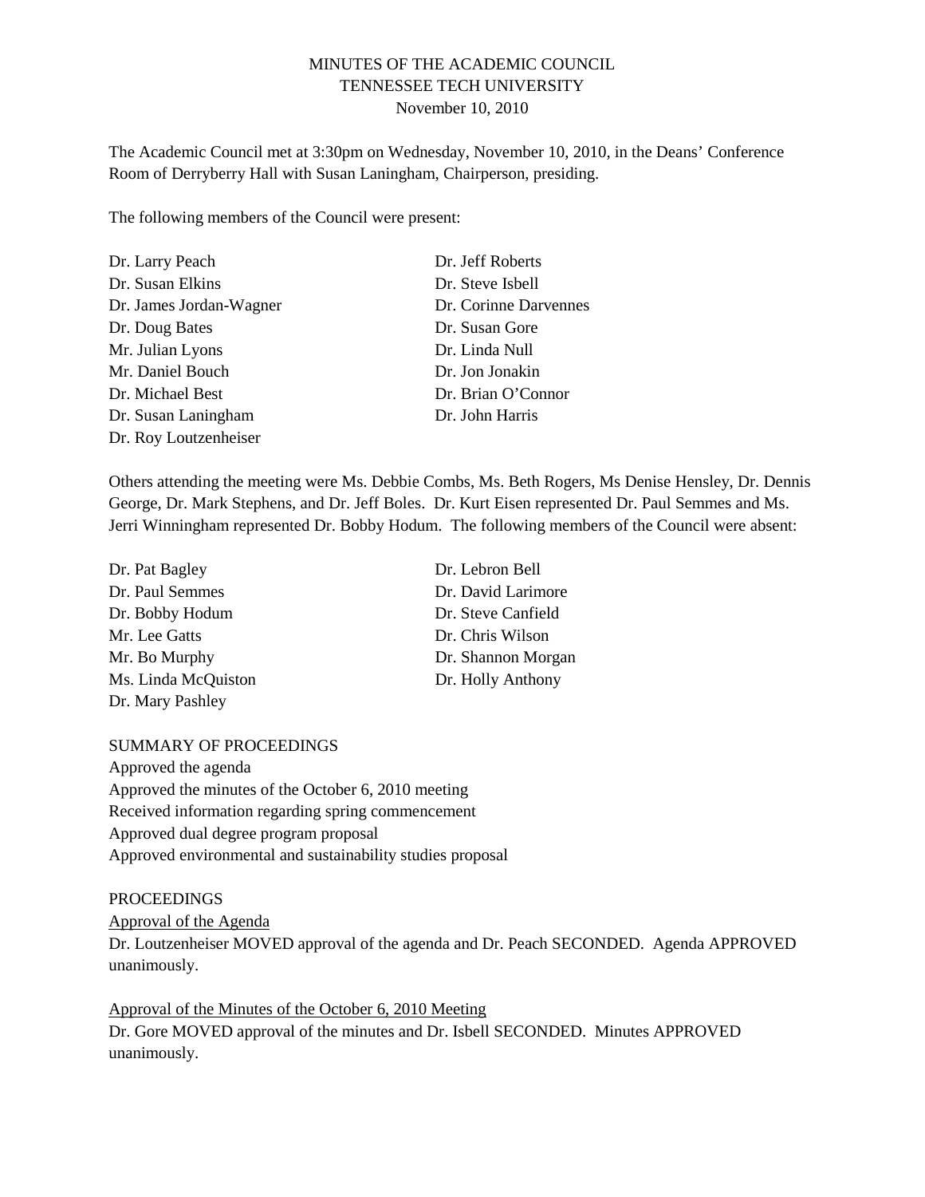MINUTES OF THE ACADEMIC COUNCIL
TENNESSEE TECH UNIVERSITY
November 10, 2010

The Academic Council met at 3:30pm on Wednesday, November 10, 2010, in the Deans' Conference Room of Derryberry Hall with Susan Laningham, Chairperson, presiding.

The following members of the Council were present:

Dr. Larry Peach
Dr. Susan Elkins
Dr. James Jordan-Wagner
Dr. Doug Bates
Mr. Julian Lyons
Mr. Daniel Bouch
Dr. Michael Best
Dr. Susan Laningham
Dr. Roy Loutzenheiser
Dr. Jeff Roberts
Dr. Steve Isbell
Dr. Corinne Darvennes
Dr. Susan Gore
Dr. Linda Null
Dr. Jon Jonakin
Dr. Brian O'Connor
Dr. John Harris

Others attending the meeting were Ms. Debbie Combs, Ms. Beth Rogers, Ms Denise Hensley, Dr. Dennis George, Dr. Mark Stephens, and Dr. Jeff Boles. Dr. Kurt Eisen represented Dr. Paul Semmes and Ms. Jerri Winningham represented Dr. Bobby Hodum. The following members of the Council were absent:

Dr. Pat Bagley
Dr. Paul Semmes
Dr. Bobby Hodum
Mr. Lee Gatts
Mr. Bo Murphy
Ms. Linda McQuiston
Dr. Mary Pashley
Dr. Lebron Bell
Dr. David Larimore
Dr. Steve Canfield
Dr. Chris Wilson
Dr. Shannon Morgan
Dr. Holly Anthony

SUMMARY OF PROCEEDINGS
Approved the agenda
Approved the minutes of the October 6, 2010 meeting
Received information regarding spring commencement
Approved dual degree program proposal
Approved environmental and sustainability studies proposal

PROCEEDINGS

Approval of the Agenda

Dr. Loutzenheiser MOVED approval of the agenda and Dr. Peach SECONDED. Agenda APPROVED unanimously.

Approval of the Minutes of the October 6, 2010 Meeting

Dr. Gore MOVED approval of the minutes and Dr. Isbell SECONDED. Minutes APPROVED unanimously.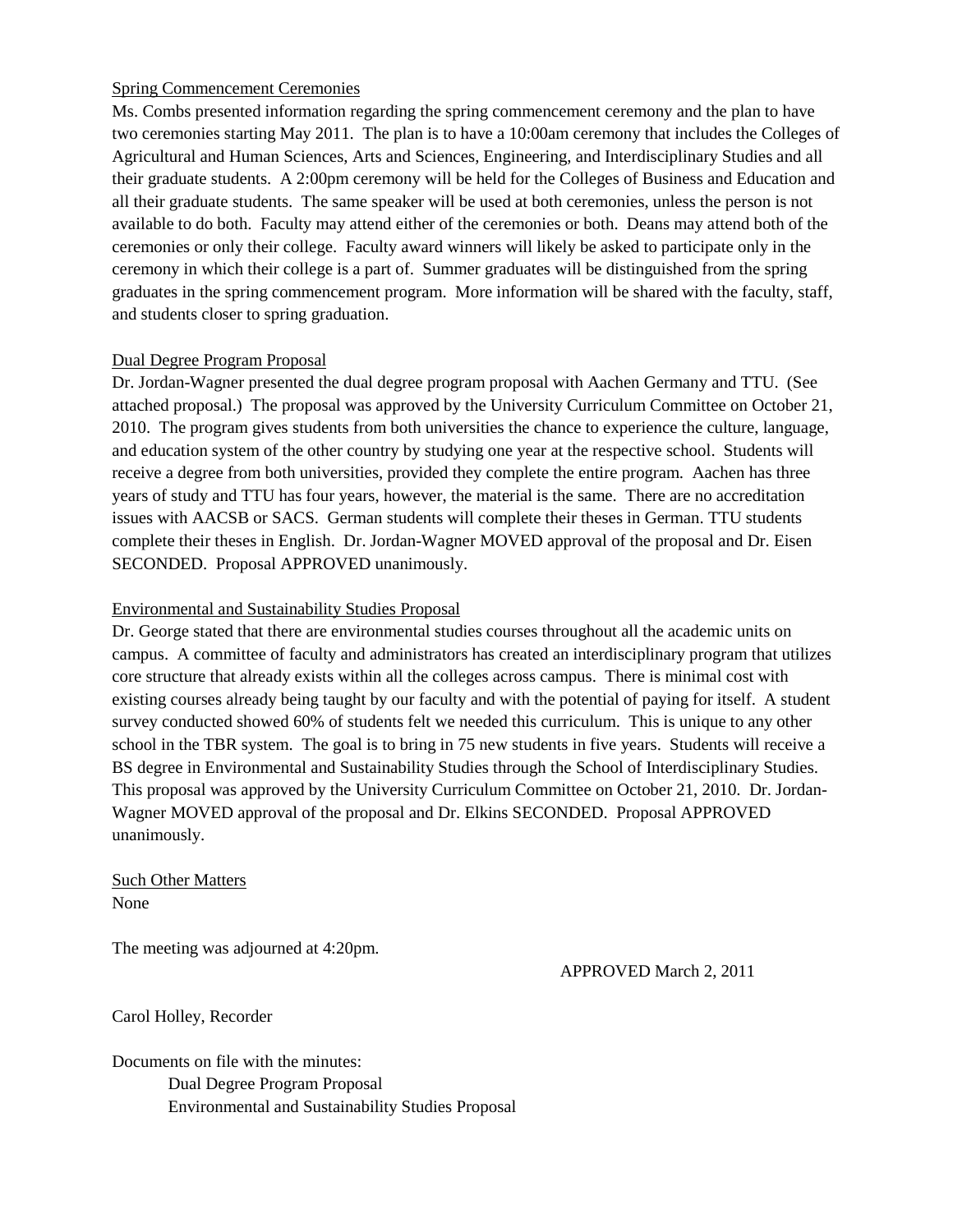Spring Commencement Ceremonies

Ms. Combs presented information regarding the spring commencement ceremony and the plan to have two ceremonies starting May 2011. The plan is to have a 10:00am ceremony that includes the Colleges of Agricultural and Human Sciences, Arts and Sciences, Engineering, and Interdisciplinary Studies and all their graduate students. A 2:00pm ceremony will be held for the Colleges of Business and Education and all their graduate students. The same speaker will be used at both ceremonies, unless the person is not available to do both. Faculty may attend either of the ceremonies or both. Deans may attend both of the ceremonies or only their college. Faculty award winners will likely be asked to participate only in the ceremony in which their college is a part of. Summer graduates will be distinguished from the spring graduates in the spring commencement program. More information will be shared with the faculty, staff, and students closer to spring graduation.

Dual Degree Program Proposal

Dr. Jordan-Wagner presented the dual degree program proposal with Aachen Germany and TTU. (See attached proposal.) The proposal was approved by the University Curriculum Committee on October 21, 2010. The program gives students from both universities the chance to experience the culture, language, and education system of the other country by studying one year at the respective school. Students will receive a degree from both universities, provided they complete the entire program. Aachen has three years of study and TTU has four years, however, the material is the same. There are no accreditation issues with AACSB or SACS. German students will complete their theses in German. TTU students complete their theses in English. Dr. Jordan-Wagner MOVED approval of the proposal and Dr. Eisen SECONDED. Proposal APPROVED unanimously.

Environmental and Sustainability Studies Proposal

Dr. George stated that there are environmental studies courses throughout all the academic units on campus. A committee of faculty and administrators has created an interdisciplinary program that utilizes core structure that already exists within all the colleges across campus. There is minimal cost with existing courses already being taught by our faculty and with the potential of paying for itself. A student survey conducted showed 60% of students felt we needed this curriculum. This is unique to any other school in the TBR system. The goal is to bring in 75 new students in five years. Students will receive a BS degree in Environmental and Sustainability Studies through the School of Interdisciplinary Studies. This proposal was approved by the University Curriculum Committee on October 21, 2010. Dr. Jordan-Wagner MOVED approval of the proposal and Dr. Elkins SECONDED. Proposal APPROVED unanimously.

Such Other Matters

None

The meeting was adjourned at 4:20pm.

APPROVED March 2, 2011

Carol Holley, Recorder

Documents on file with the minutes:

- Dual Degree Program Proposal
- Environmental and Sustainability Studies Proposal